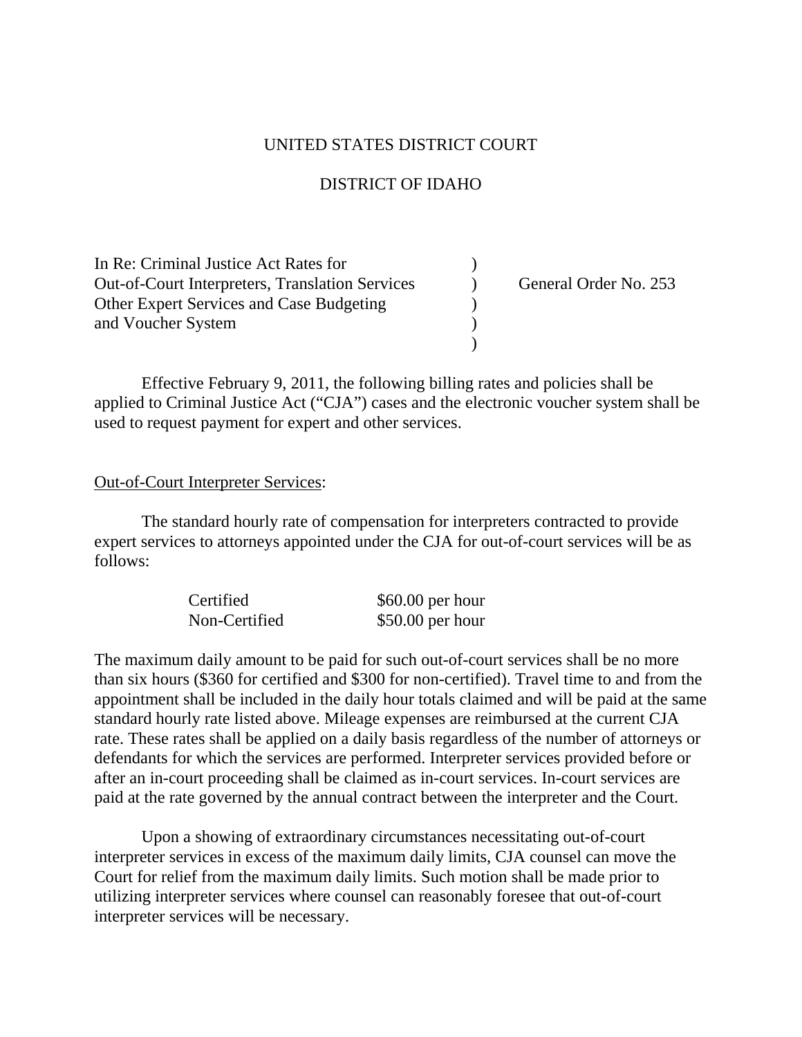UNITED STATES DISTRICT COURT

DISTRICT OF IDAHO

| | | |
|---|---|---|
| In Re: Criminal Justice Act Rates for Out-of-Court Interpreters, Translation Services Other Expert Services and Case Budgeting and Voucher System | ) | General Order No. 253 |

Effective February 9, 2011, the following billing rates and policies shall be applied to Criminal Justice Act ("CJA") cases and the electronic voucher system shall be used to request payment for expert and other services.

<u>Out-of-Court Interpreter Services</u>:

The standard hourly rate of compensation for interpreters contracted to provide expert services to attorneys appointed under the CJA for out-of-court services will be as follows:

| | |
|---|---|
| Certified | $60.00 per hour |
| Non-Certified | $50.00 per hour |

The maximum daily amount to be paid for such out-of-court services shall be no more than six hours ($360 for certified and $300 for non-certified). Travel time to and from the appointment shall be included in the daily hour totals claimed and will be paid at the same standard hourly rate listed above. Mileage expenses are reimbursed at the current CJA rate. These rates shall be applied on a daily basis regardless of the number of attorneys or defendants for which the services are performed. Interpreter services provided before or after an in-court proceeding shall be claimed as in-court services. In-court services are paid at the rate governed by the annual contract between the interpreter and the Court.

Upon a showing of extraordinary circumstances necessitating out-of-court interpreter services in excess of the maximum daily limits, CJA counsel can move the Court for relief from the maximum daily limits. Such motion shall be made prior to utilizing interpreter services where counsel can reasonably foresee that out-of-court interpreter services will be necessary.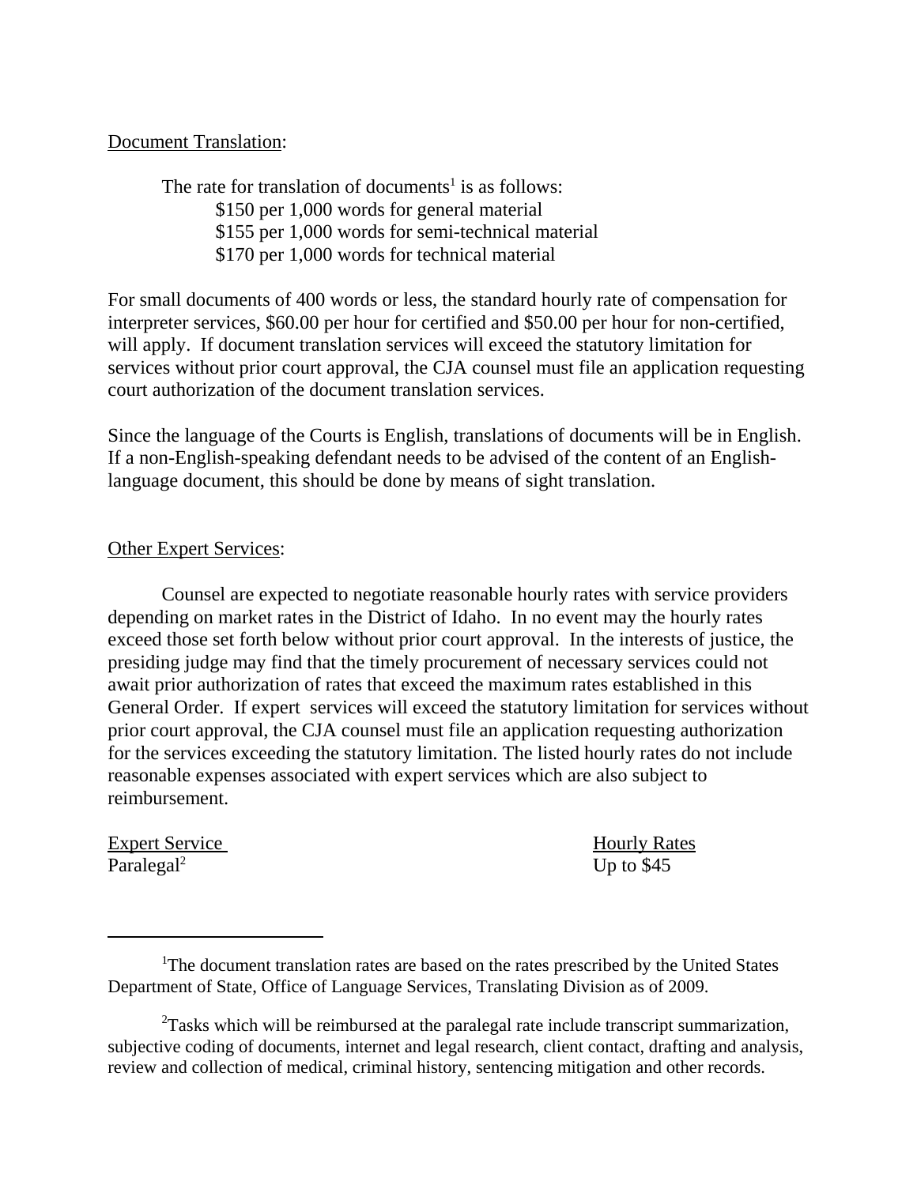Document Translation:

The rate for translation of documents[1] is as follows:

$150 per 1,000 words for general material
$155 per 1,000 words for semi-technical material
$170 per 1,000 words for technical material

For small documents of 400 words or less, the standard hourly rate of compensation for interpreter services, $60.00 per hour for certified and $50.00 per hour for non-certified, will apply. If document translation services will exceed the statutory limitation for services without prior court approval, the CJA counsel must file an application requesting court authorization of the document translation services.

Since the language of the Courts is English, translations of documents will be in English. If a non-English-speaking defendant needs to be advised of the content of an English-language document, this should be done by means of sight translation.

Other Expert Services:

Counsel are expected to negotiate reasonable hourly rates with service providers depending on market rates in the District of Idaho. In no event may the hourly rates exceed those set forth below without prior court approval. In the interests of justice, the presiding judge may find that the timely procurement of necessary services could not await prior authorization of rates that exceed the maximum rates established in this General Order. If expert services will exceed the statutory limitation for services without prior court approval, the CJA counsel must file an application requesting authorization for the services exceeding the statutory limitation. The listed hourly rates do not include reasonable expenses associated with expert services which are also subject to reimbursement.

| Expert Service | Hourly Rates |
|---|---|
| Paralegal[2] | Up to $45 |

---

[1]The document translation rates are based on the rates prescribed by the United States Department of State, Office of Language Services, Translating Division as of 2009.

[2]Tasks which will be reimbursed at the paralegal rate include transcript summarization, subjective coding of documents, internet and legal research, client contact, drafting and analysis, review and collection of medical, criminal history, sentencing mitigation and other records.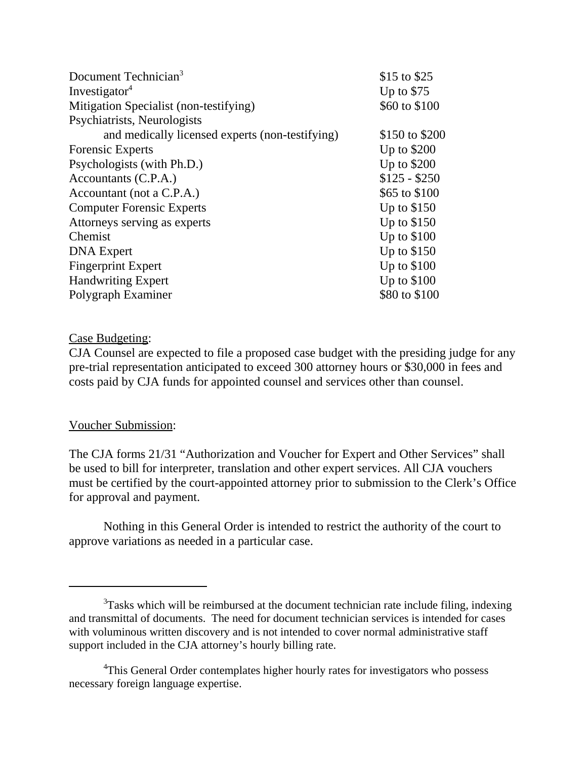| | |
|---|---|
| Document Technician[3] | $15 to $25 |
| Investigator[4] | Up to $75 |
| Mitigation Specialist (non-testifying) | $60 to $100 |
| Psychiatrists, Neurologists and medically licensed experts (non-testifying) | $150 to $200 |
| Forensic Experts | Up to $200 |
| Psychologists (with Ph.D.) | Up to $200 |
| Accountants (C.P.A.) | $125 - $250 |
| Accountant (not a C.P.A.) | $65 to $100 |
| Computer Forensic Experts | Up to $150 |
| Attorneys serving as experts | Up to $150 |
| Chemist | Up to $100 |
| DNA Expert | Up to $150 |
| Fingerprint Expert | Up to $100 |
| Handwriting Expert | Up to $100 |
| Polygraph Examiner | $80 to $100 |

<u>Case Budgeting</u>:
CJA Counsel are expected to file a proposed case budget with the presiding judge for any pre-trial representation anticipated to exceed 300 attorney hours or $30,000 in fees and costs paid by CJA funds for appointed counsel and services other than counsel.

<u>Voucher Submission</u>:

The CJA forms 21/31 "Authorization and Voucher for Expert and Other Services" shall be used to bill for interpreter, translation and other expert services. All CJA vouchers must be certified by the court-appointed attorney prior to submission to the Clerk's Office for approval and payment.

Nothing in this General Order is intended to restrict the authority of the court to approve variations as needed in a particular case.

---

[3] Tasks which will be reimbursed at the document technician rate include filing, indexing and transmittal of documents. The need for document technician services is intended for cases with voluminous written discovery and is not intended to cover normal administrative staff support included in the CJA attorney's hourly billing rate.

[4] This General Order contemplates higher hourly rates for investigators who possess necessary foreign language expertise.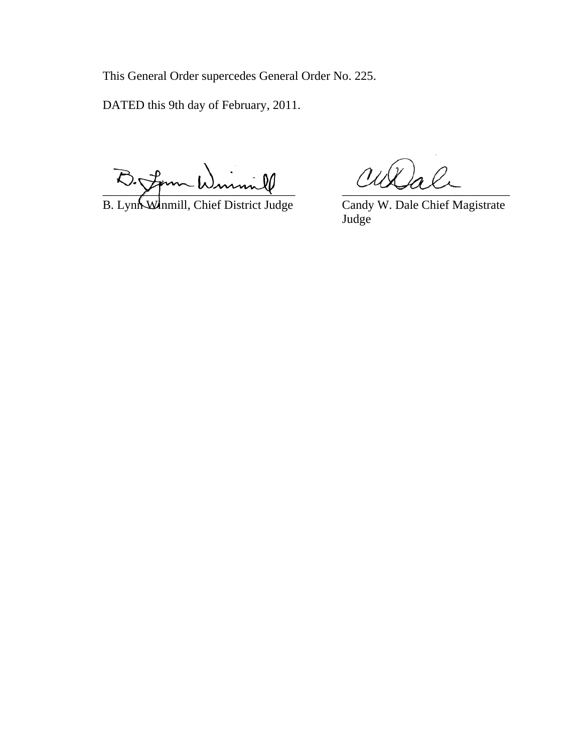This General Order supercedes General Order No. 225.

DATED this 9th day of February, 2011.

\_\_\_\_\_\_\_\_\_\_\_\_\_\_\_\_\_\_\_\_\_\_\_\_\_\_\_\_\_\_\_\_\_\_\_\_\_\_
B. Lynn Winmill, Chief District Judge

\_\_\_\_\_\_\_\_\_\_\_\_\_\_\_\_\_\_\_\_\_\_\_\_\_\_\_\_\_\_\_\_\_\_\_\_\_\_
Candy W. Dale Chief Magistrate Judge